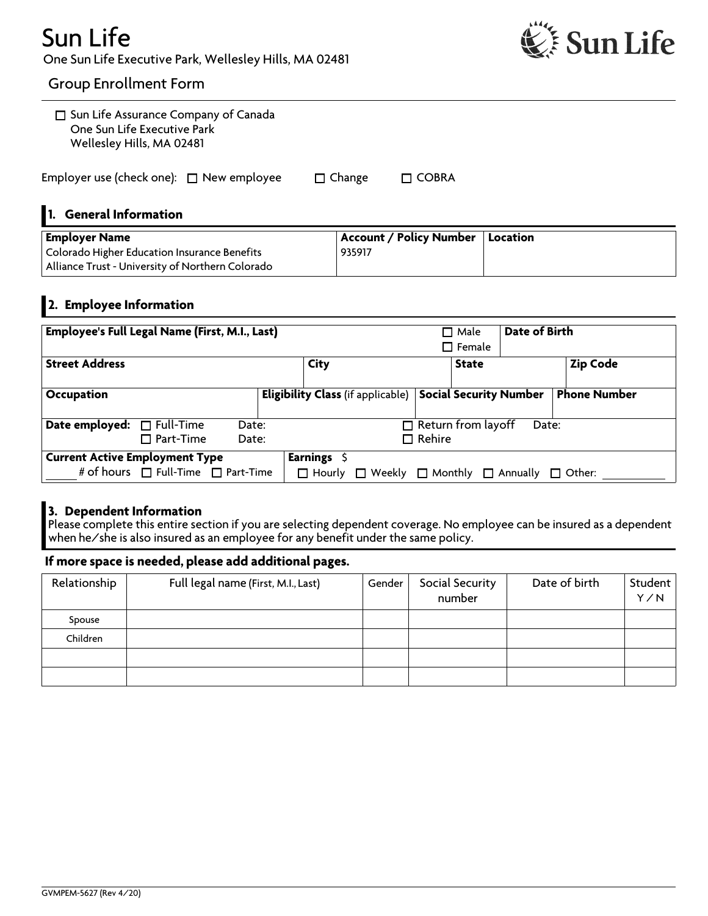# Sun Life

One Sun Life Executive Park, Wellesley Hills, MA 02481

## Group Enrollment Form

☐ Sun Life Assurance Company of Canada
One Sun Life Executive Park
Wellesley Hills, MA 02481

Employer use (check one): ☐ New employee ☐ Change ☐ COBRA

## 1. General Information

| Employer Name | Account / Policy Number | Location |
|---|---|---|
| Colorado Higher Education Insurance Benefits Alliance Trust - University of Northern Colorado | 935917 | |

## 2. Employee Information

| **Employee's Full Legal Name (First, M.I., Last)** | | | ☐ Male ☐ Female | **Date of Birth** | |
|---|---|---|---|---|---|
| **Street Address** | | **City** | **State** | | **Zip Code** |
| **Occupation** | **Eligibility Class** (if applicable) | | **Social Security Number** | | **Phone Number** |
| **Date employed:** ☐ Full-Time Date: ☐ Part-Time Date: | | | ☐ Return from layoff Date: ☐ Rehire | | |
| **Current Active Employment Type** ______ # of hours ☐ Full-Time ☐ Part-Time | **Earnings** $ ☐ Hourly ☐ Weekly ☐ Monthly ☐ Annually ☐ Other: ______ | | | | |

## 3. Dependent Information

Please complete this entire section if you are selecting dependent coverage. No employee can be insured as a dependent when he/she is also insured as an employee for any benefit under the same policy.

**If more space is needed, please add additional pages.**

| Relationship | Full legal name (First, M.I., Last) | Gender | Social Security number | Date of birth | Student Y / N |
|---|---|---|---|---|---|
| Spouse | | | | | |
| Children | | | | | |
| | | | | | |
| | | | | | |

GVMPEM-5627 (Rev 4/20)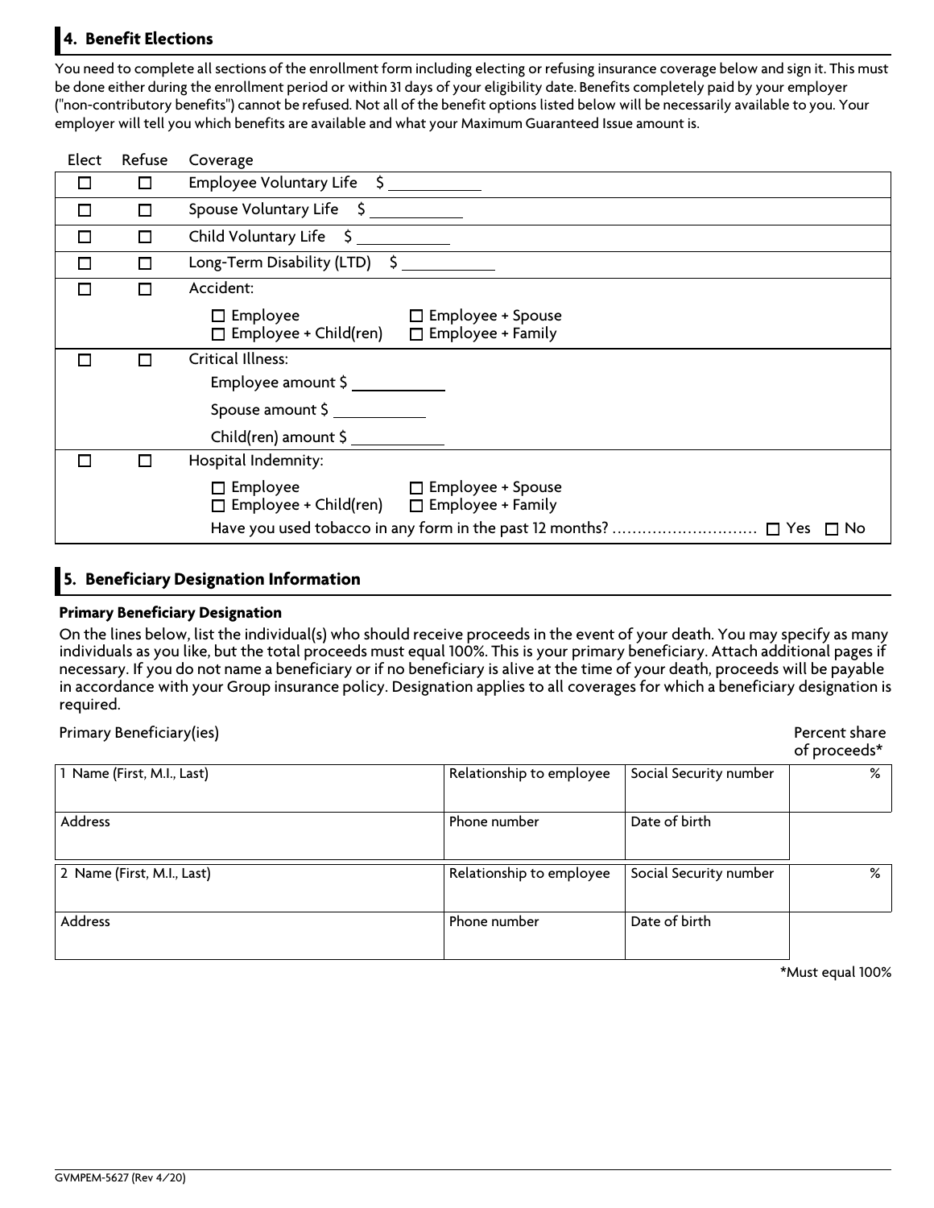## 4. Benefit Elections

You need to complete all sections of the enrollment form including electing or refusing insurance coverage below and sign it. This must be done either during the enrollment period or within 31 days of your eligibility date. Benefits completely paid by your employer ("non-contributory benefits") cannot be refused. Not all of the benefit options listed below will be necessarily available to you. Your employer will tell you which benefits are available and what your Maximum Guaranteed Issue amount is.

| Elect | Refuse | Coverage |
|---|---|---|
| ☐ | ☐ | Employee Voluntary Life $ ___________ |
| ☐ | ☐ | Spouse Voluntary Life $ ___________ |
| ☐ | ☐ | Child Voluntary Life $ ___________ |
| ☐ | ☐ | Long-Term Disability (LTD) $ ___________ |
| ☐ | ☐ | Accident:<br>☐ Employee ☐ Employee + Spouse<br>☐ Employee + Child(ren) ☐ Employee + Family |
| ☐ | ☐ | Critical Illness:<br>Employee amount $ ___________<br>Spouse amount $ ___________<br>Child(ren) amount $ ___________ |
| ☐ | ☐ | Hospital Indemnity:<br>☐ Employee ☐ Employee + Spouse<br>☐ Employee + Child(ren) ☐ Employee + Family<br>Have you used tobacco in any form in the past 12 months? ............................ ☐ Yes ☐ No |

## 5. Beneficiary Designation Information

**Primary Beneficiary Designation**

On the lines below, list the individual(s) who should receive proceeds in the event of your death. You may specify as many individuals as you like, but the total proceeds must equal 100%. This is your primary beneficiary. Attach additional pages if necessary. If you do not name a beneficiary or if no beneficiary is alive at the time of your death, proceeds will be payable in accordance with your Group insurance policy. Designation applies to all coverages for which a beneficiary designation is required.

Primary Beneficiary(ies)

| | | | Percent share of proceeds* |
|---|---|---|---|
| 1 Name (First, M.I., Last) | Relationship to employee | Social Security number | % |
| Address | Phone number | Date of birth | |
| 2 Name (First, M.I., Last) | Relationship to employee | Social Security number | % |
| Address | Phone number | Date of birth | |

*Must equal 100%

GVMPEM-5627 (Rev 4/20)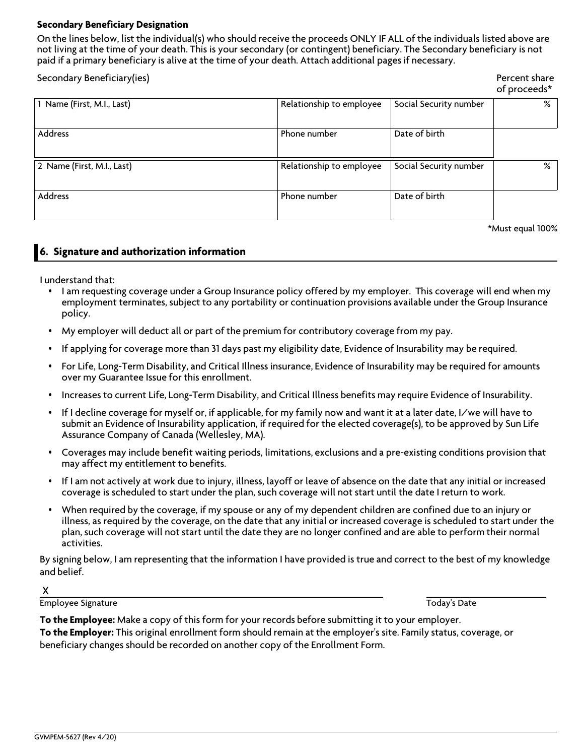**Secondary Beneficiary Designation**

On the lines below, list the individual(s) who should receive the proceeds ONLY IF ALL of the individuals listed above are not living at the time of your death. This is your secondary (or contingent) beneficiary. The Secondary beneficiary is not paid if a primary beneficiary is alive at the time of your death. Attach additional pages if necessary.

Secondary Beneficiary(ies) | Percent share of proceeds*

| 1 Name (First, M.I., Last) | Relationship to employee | Social Security number | % |
|---|---|---|---|
| Address | Phone number | Date of birth | |
| 2 Name (First, M.I., Last) | Relationship to employee | Social Security number | % |
| Address | Phone number | Date of birth | |

*Must equal 100%

## 6. Signature and authorization information

I understand that:

- I am requesting coverage under a Group Insurance policy offered by my employer. This coverage will end when my employment terminates, subject to any portability or continuation provisions available under the Group Insurance policy.
- My employer will deduct all or part of the premium for contributory coverage from my pay.
- If applying for coverage more than 31 days past my eligibility date, Evidence of Insurability may be required.
- For Life, Long-Term Disability, and Critical Illness insurance, Evidence of Insurability may be required for amounts over my Guarantee Issue for this enrollment.
- Increases to current Life, Long-Term Disability, and Critical Illness benefits may require Evidence of Insurability.
- If I decline coverage for myself or, if applicable, for my family now and want it at a later date, I/we will have to submit an Evidence of Insurability application, if required for the elected coverage(s), to be approved by Sun Life Assurance Company of Canada (Wellesley, MA).
- Coverages may include benefit waiting periods, limitations, exclusions and a pre-existing conditions provision that may affect my entitlement to benefits.
- If I am not actively at work due to injury, illness, layoff or leave of absence on the date that any initial or increased coverage is scheduled to start under the plan, such coverage will not start until the date I return to work.
- When required by the coverage, if my spouse or any of my dependent children are confined due to an injury or illness, as required by the coverage, on the date that any initial or increased coverage is scheduled to start under the plan, such coverage will not start until the date they are no longer confined and are able to perform their normal activities.

By signing below, I am representing that the information I have provided is true and correct to the best of my knowledge and belief.

X ______________________________ Employee Signature

______________ Today's Date

**To the Employee:** Make a copy of this form for your records before submitting it to your employer.
**To the Employer:** This original enrollment form should remain at the employer's site. Family status, coverage, or beneficiary changes should be recorded on another copy of the Enrollment Form.

GVMPEM-5627 (Rev 4/20)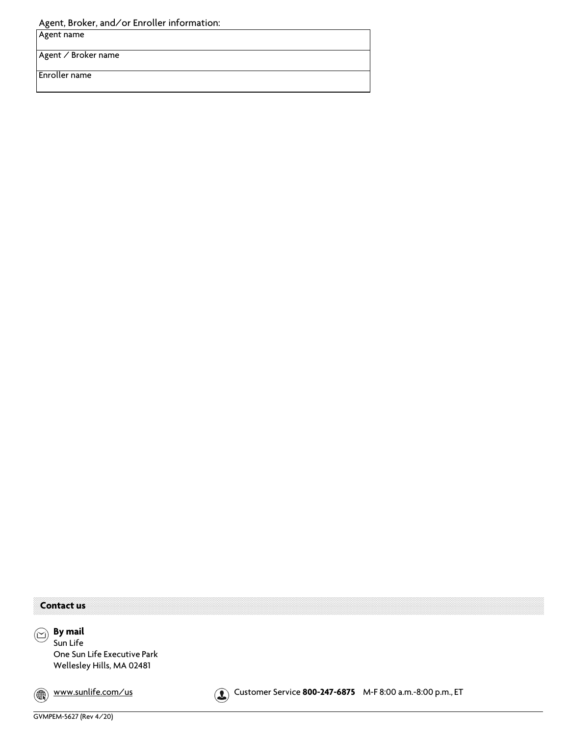Agent, Broker, and/or Enroller information:

| Agent name |
|---|
| Agent / Broker name |
| Enroller name |

## Contact us

**By mail**
Sun Life
One Sun Life Executive Park
Wellesley Hills, MA 02481

www.sunlife.com/us

Customer Service **800-247-6875** M-F 8:00 a.m.-8:00 p.m., ET

GVMPEM-5627 (Rev 4/20)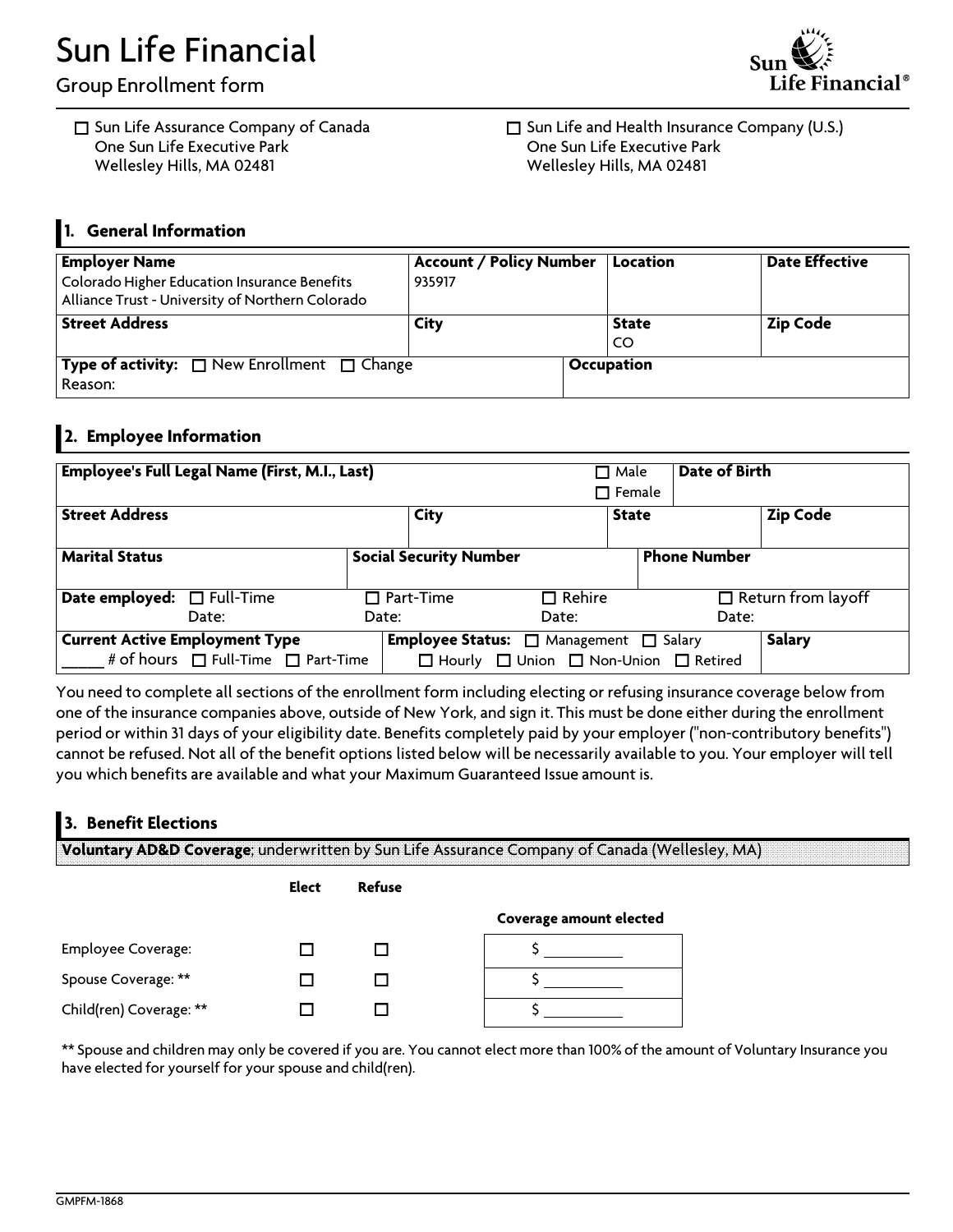# Sun Life Financial

Group Enrollment form

☐ Sun Life Assurance Company of Canada
One Sun Life Executive Park
Wellesley Hills, MA 02481

☐ Sun Life and Health Insurance Company (U.S.)
One Sun Life Executive Park
Wellesley Hills, MA 02481

## 1. General Information

| **Employer Name** | **Account / Policy Number** | **Location** | **Date Effective** |
|---|---|---|---|
| Colorado Higher Education Insurance Benefits Alliance Trust - University of Northern Colorado | 935917 | | |
| **Street Address** | **City** | **State** | **Zip Code** |
| | | CO | |
| **Type of activity:** ☐ New Enrollment ☐ Change<br>Reason: | | **Occupation** | |

## 2. Employee Information

| **Employee's Full Legal Name (First, M.I., Last)** | | ☐ Male ☐ Female | **Date of Birth** |
|---|---|---|---|
| **Street Address** | **City** | **State** | **Zip Code** |
| **Marital Status** | **Social Security Number** | **Phone Number** | |
| **Date employed:** ☐ Full-Time Date: | ☐ Part-Time Date: | ☐ Rehire Date: | ☐ Return from layoff Date: |
| **Current Active Employment Type**<br>_____ # of hours ☐ Full-Time ☐ Part-Time | **Employee Status:** ☐ Management ☐ Salary ☐ Hourly ☐ Union ☐ Non-Union ☐ Retired | | **Salary** |

You need to complete all sections of the enrollment form including electing or refusing insurance coverage below from one of the insurance companies above, outside of New York, and sign it. This must be done either during the enrollment period or within 31 days of your eligibility date. Benefits completely paid by your employer ("non-contributory benefits") cannot be refused. Not all of the benefit options listed below will be necessarily available to you. Your employer will tell you which benefits are available and what your Maximum Guaranteed Issue amount is.

## 3. Benefit Elections

**Voluntary AD&D Coverage**; underwritten by Sun Life Assurance Company of Canada (Wellesley, MA)

| | Elect | Refuse | Coverage amount elected |
|---|---|---|---|
| Employee Coverage: | ☐ | ☐ | $ ________ |
| Spouse Coverage: ** | ☐ | ☐ | $ ________ |
| Child(ren) Coverage: ** | ☐ | ☐ | $ ________ |

** Spouse and children may only be covered if you are. You cannot elect more than 100% of the amount of Voluntary Insurance you have elected for yourself for your spouse and child(ren).

GMPFM-1868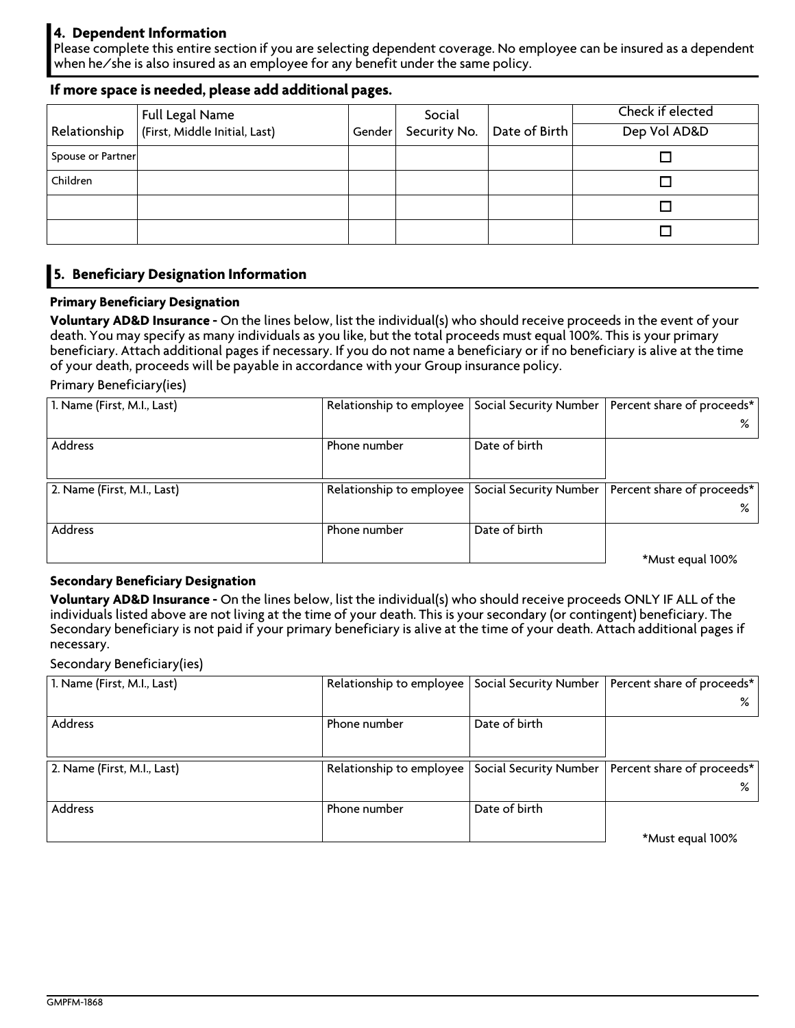## 4. Dependent Information

Please complete this entire section if you are selecting dependent coverage. No employee can be insured as a dependent when he/she is also insured as an employee for any benefit under the same policy.

**If more space is needed, please add additional pages.**

| Relationship | Full Legal Name (First, Middle Initial, Last) | Gender | Social Security No. | Date of Birth | Check if elected Dep Vol AD&D |
|---|---|---|---|---|---|
| Spouse or Partner | | | | | ☐ |
| Children | | | | | ☐ |
| | | | | | ☐ |
| | | | | | ☐ |

## 5. Beneficiary Designation Information

**Primary Beneficiary Designation**

**Voluntary AD&D Insurance -** On the lines below, list the individual(s) who should receive proceeds in the event of your death. You may specify as many individuals as you like, but the total proceeds must equal 100%. This is your primary beneficiary. Attach additional pages if necessary. If you do not name a beneficiary or if no beneficiary is alive at the time of your death, proceeds will be payable in accordance with your Group insurance policy.

Primary Beneficiary(ies)

| 1. Name (First, M.I., Last) | Relationship to employee | Social Security Number | Percent share of proceeds* % |
|---|---|---|---|
| Address | Phone number | Date of birth | |

| 2. Name (First, M.I., Last) | Relationship to employee | Social Security Number | Percent share of proceeds* % |
|---|---|---|---|
| Address | Phone number | Date of birth | |

*Must equal 100%

**Secondary Beneficiary Designation**

**Voluntary AD&D Insurance -** On the lines below, list the individual(s) who should receive proceeds ONLY IF ALL of the individuals listed above are not living at the time of your death. This is your secondary (or contingent) beneficiary. The Secondary beneficiary is not paid if your primary beneficiary is alive at the time of your death. Attach additional pages if necessary.

Secondary Beneficiary(ies)

| 1. Name (First, M.I., Last) | Relationship to employee | Social Security Number | Percent share of proceeds* % |
|---|---|---|---|
| Address | Phone number | Date of birth | |

| 2. Name (First, M.I., Last) | Relationship to employee | Social Security Number | Percent share of proceeds* % |
|---|---|---|---|
| Address | Phone number | Date of birth | |

*Must equal 100%

GMPFM-1868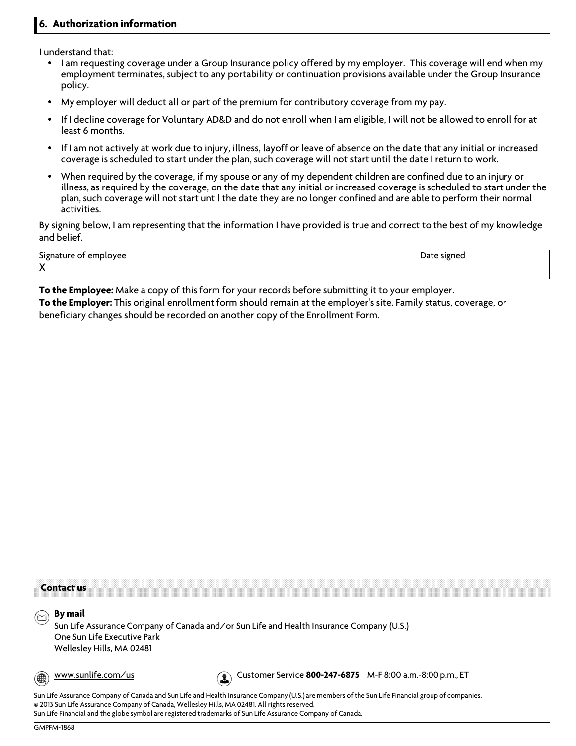## 6. Authorization information

I understand that:

- I am requesting coverage under a Group Insurance policy offered by my employer. This coverage will end when my employment terminates, subject to any portability or continuation provisions available under the Group Insurance policy.
- My employer will deduct all or part of the premium for contributory coverage from my pay.
- If I decline coverage for Voluntary AD&D and do not enroll when I am eligible, I will not be allowed to enroll for at least 6 months.
- If I am not actively at work due to injury, illness, layoff or leave of absence on the date that any initial or increased coverage is scheduled to start under the plan, such coverage will not start until the date I return to work.
- When required by the coverage, if my spouse or any of my dependent children are confined due to an injury or illness, as required by the coverage, on the date that any initial or increased coverage is scheduled to start under the plan, such coverage will not start until the date they are no longer confined and are able to perform their normal activities.

By signing below, I am representing that the information I have provided is true and correct to the best of my knowledge and belief.

| | |
|---|---|
| Signature of employee<br>X | Date signed |

**To the Employee:** Make a copy of this form for your records before submitting it to your employer.
**To the Employer:** This original enrollment form should remain at the employer's site. Family status, coverage, or beneficiary changes should be recorded on another copy of the Enrollment Form.

**Contact us**

**By mail**
Sun Life Assurance Company of Canada and/or Sun Life and Health Insurance Company (U.S.)
One Sun Life Executive Park
Wellesley Hills, MA 02481

www.sunlife.com/us

Customer Service **800-247-6875** M-F 8:00 a.m.-8:00 p.m., ET

Sun Life Assurance Company of Canada and Sun Life and Health Insurance Company (U.S.) are members of the Sun Life Financial group of companies.
© 2013 Sun Life Assurance Company of Canada, Wellesley Hills, MA 02481. All rights reserved.
Sun Life Financial and the globe symbol are registered trademarks of Sun Life Assurance Company of Canada.

GMPFM-1868